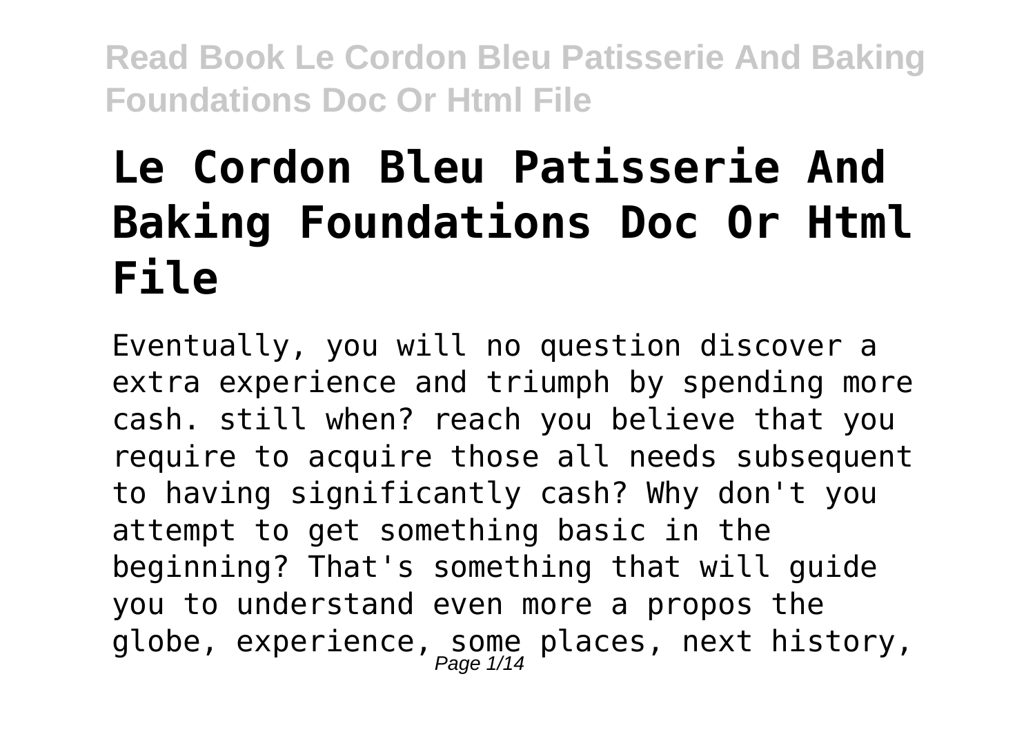# Le Cordon Bleu Patisserie And Baking Foundations Doc Or Html File

Eventually, you will no question discover a extra experience and triumph by spending more cash. still when? reach you believe that you require to acquire those all needs subsequent to having significantly cash? Why don't you attempt to get something basic in the beginning? That's something that will guide you to understand even more a propos the globe, experience, some places, next history,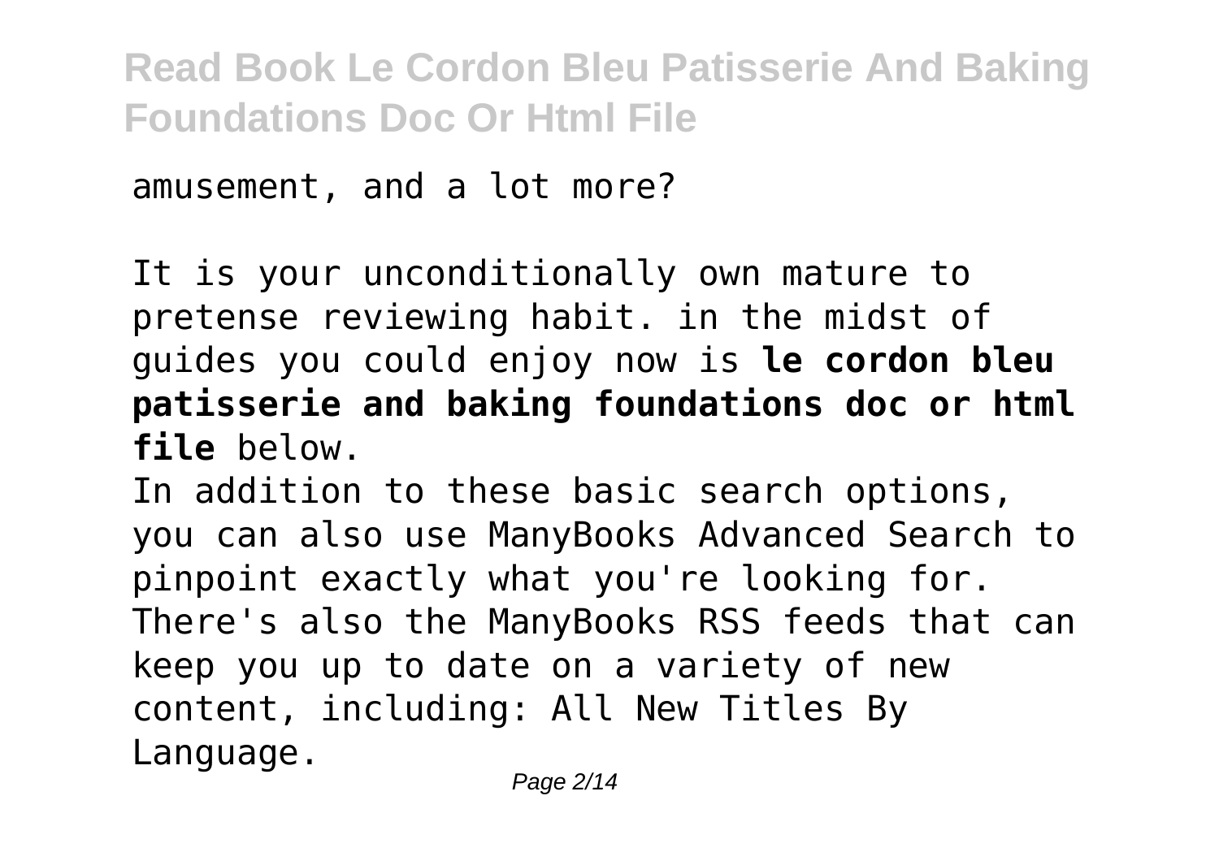amusement, and a lot more?

It is your unconditionally own mature to pretense reviewing habit. in the midst of guides you could enjoy now is **le cordon bleu patisserie and baking foundations doc or html file** below.

In addition to these basic search options, you can also use ManyBooks Advanced Search to pinpoint exactly what you're looking for. There's also the ManyBooks RSS feeds that can keep you up to date on a variety of new content, including: All New Titles By Language.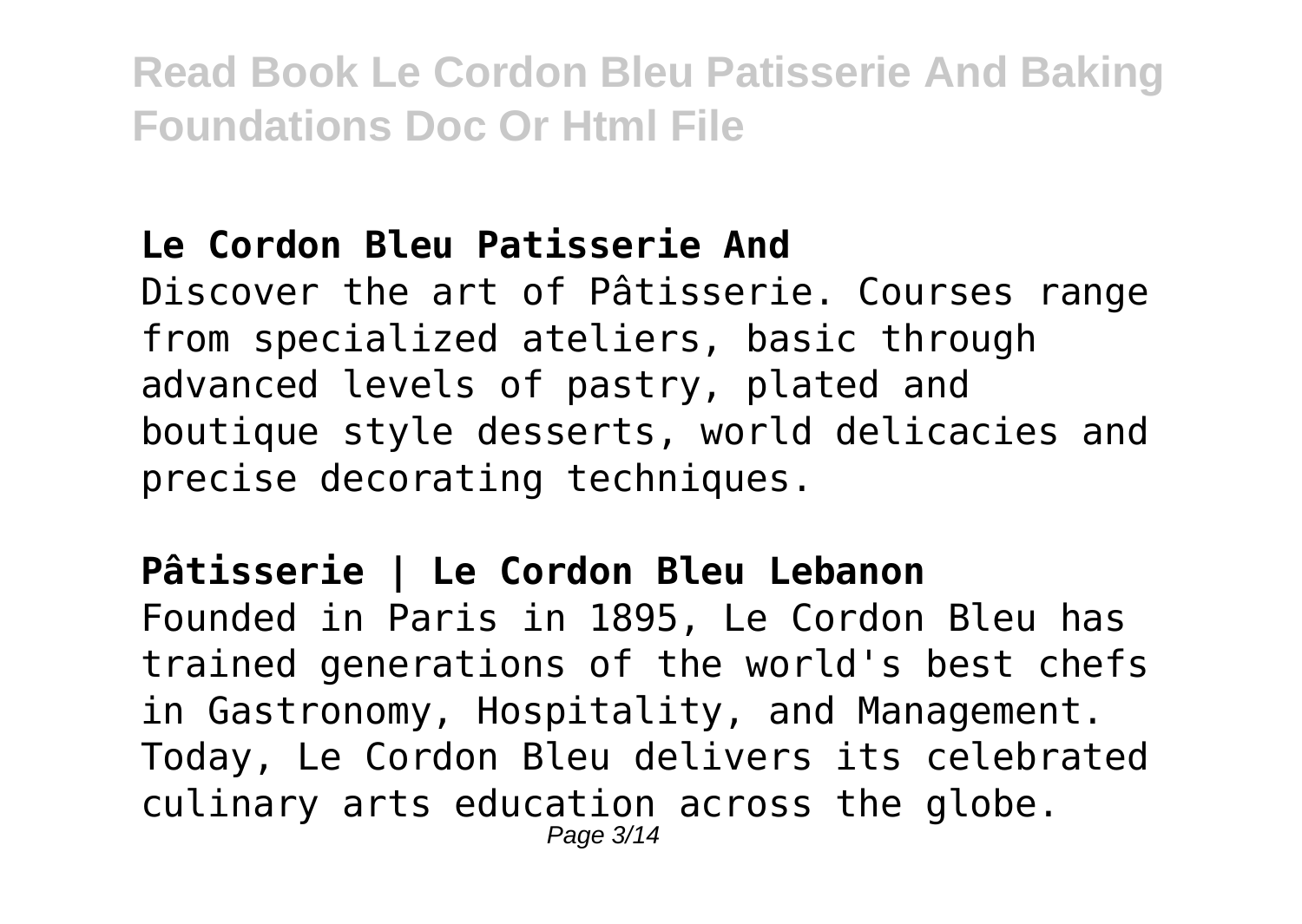## Le Cordon Bleu Patisserie And

Discover the art of Pâtisserie. Courses range from specialized ateliers, basic through advanced levels of pastry, plated and boutique style desserts, world delicacies and precise decorating techniques.

## Pâtisserie | Le Cordon Bleu Lebanon

Founded in Paris in 1895, Le Cordon Bleu has trained generations of the world's best chefs in Gastronomy, Hospitality, and Management. Today, Le Cordon Bleu delivers its celebrated culinary arts education across the globe.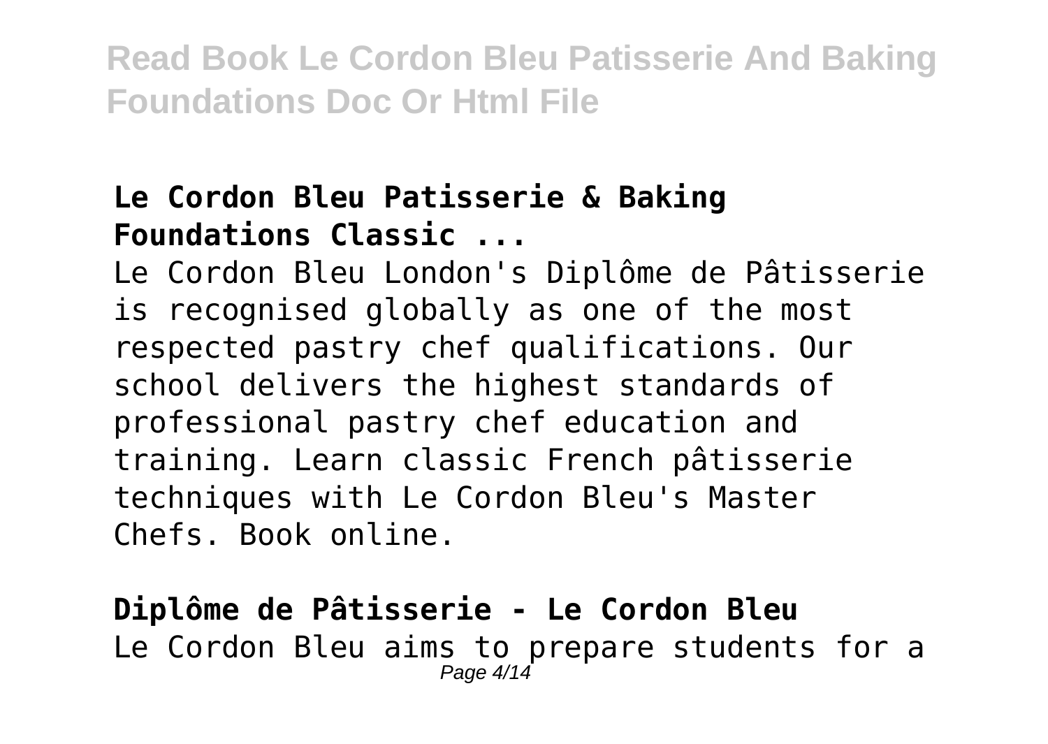**Le Cordon Bleu Patisserie & Baking Foundations Classic ...**

Le Cordon Bleu London's Diplôme de Pâtisserie is recognised globally as one of the most respected pastry chef qualifications. Our school delivers the highest standards of professional pastry chef education and training. Learn classic French pâtisserie techniques with Le Cordon Bleu's Master Chefs. Book online.

**Diplôme de Pâtisserie - Le Cordon Bleu**

Le Cordon Bleu aims to prepare students for a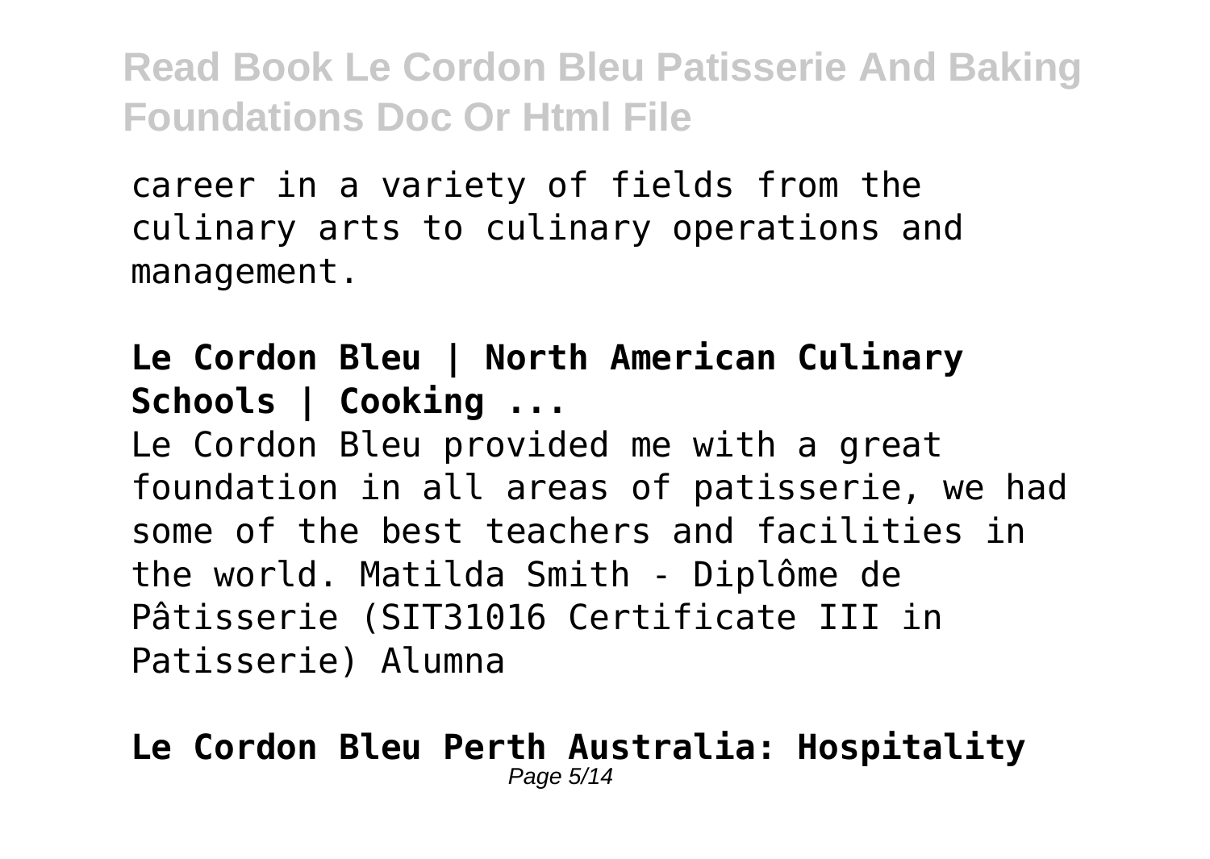career in a variety of fields from the culinary arts to culinary operations and management.

**Le Cordon Bleu | North American Culinary Schools | Cooking ...**

Le Cordon Bleu provided me with a great foundation in all areas of patisserie, we had some of the best teachers and facilities in the world. Matilda Smith - Diplôme de Pâtisserie (SIT31016 Certificate III in Patisserie) Alumna

**Le Cordon Bleu Perth Australia: Hospitality**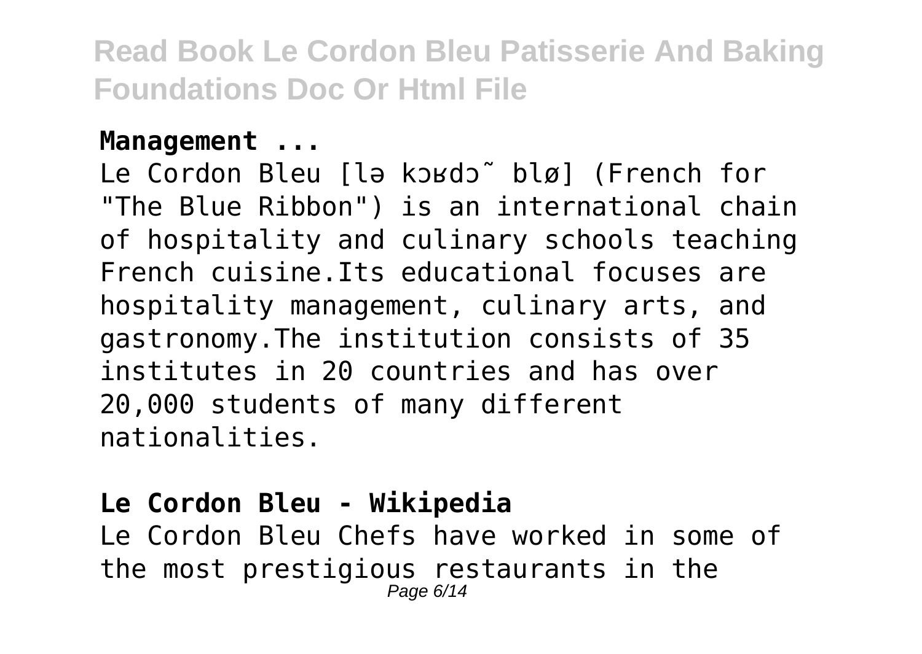**Management ...**

Le Cordon Bleu [lə kɔʁdɔ̃ blø] (French for "The Blue Ribbon") is an international chain of hospitality and culinary schools teaching French cuisine.Its educational focuses are hospitality management, culinary arts, and gastronomy.The institution consists of 35 institutes in 20 countries and has over 20,000 students of many different nationalities.

**Le Cordon Bleu - Wikipedia**

Le Cordon Bleu Chefs have worked in some of the most prestigious restaurants in the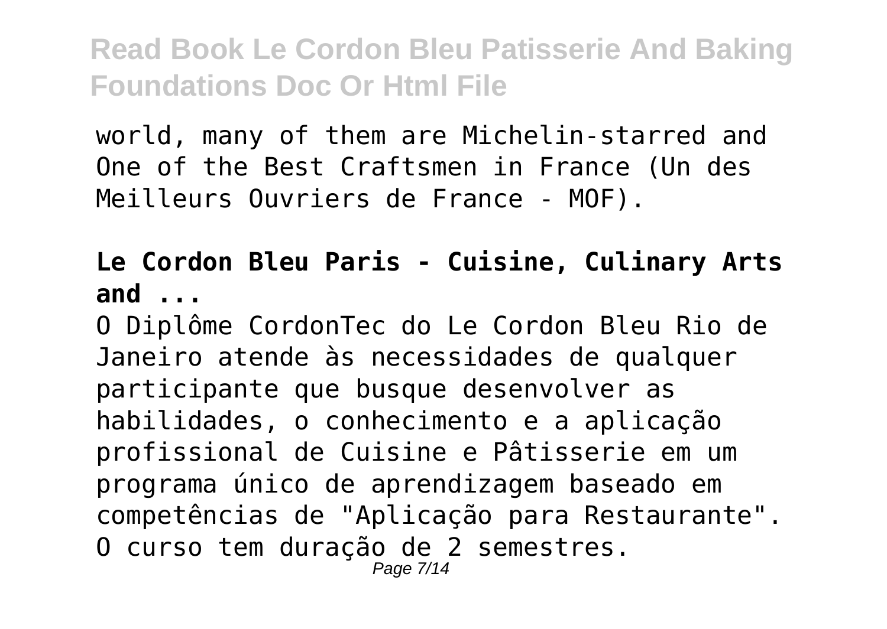world, many of them are Michelin-starred and One of the Best Craftsmen in France (Un des Meilleurs Ouvriers de France - MOF).

**Le Cordon Bleu Paris - Cuisine, Culinary Arts and ...**

O Diplôme CordonTec do Le Cordon Bleu Rio de Janeiro atende às necessidades de qualquer participante que busque desenvolver as habilidades, o conhecimento e a aplicação profissional de Cuisine e Pâtisserie em um programa único de aprendizagem baseado em competências de "Aplicação para Restaurante". O curso tem duração de 2 semestres.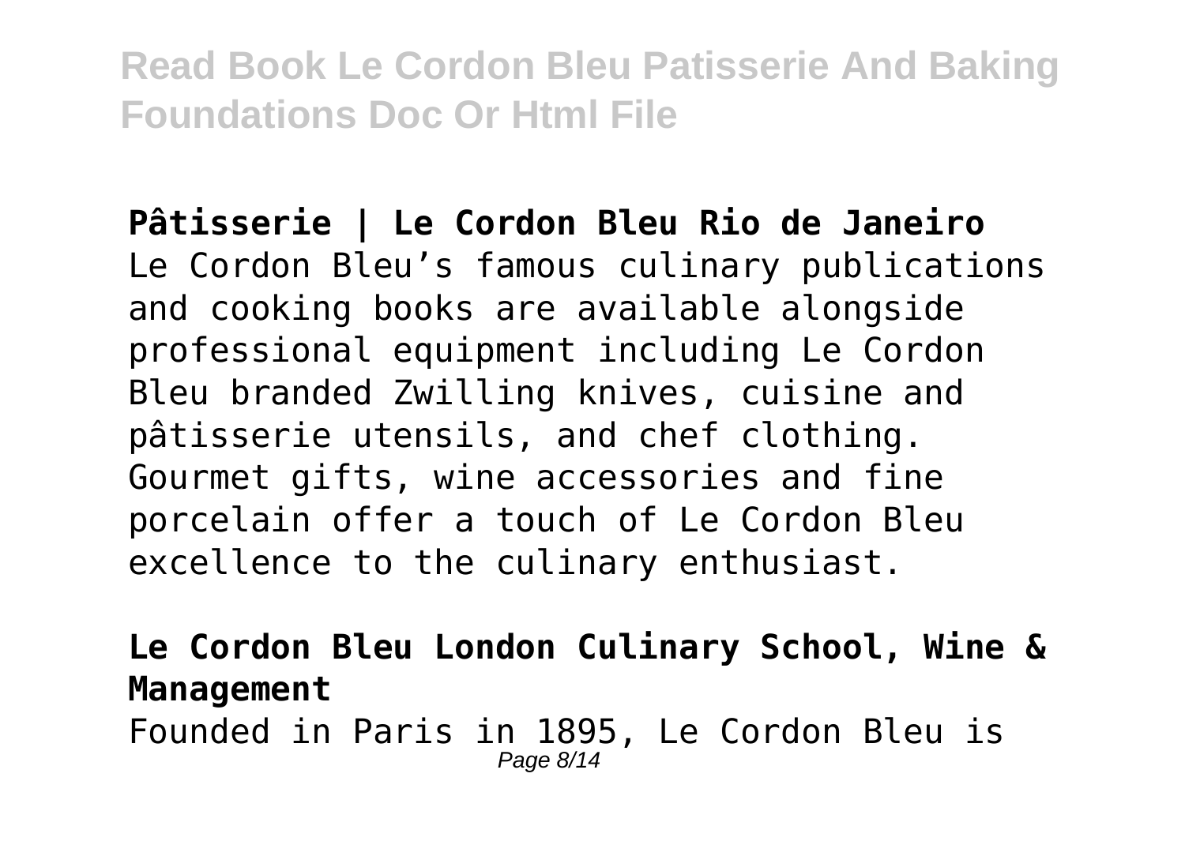**Pâtisserie | Le Cordon Bleu Rio de Janeiro**
Le Cordon Bleu's famous culinary publications and cooking books are available alongside professional equipment including Le Cordon Bleu branded Zwilling knives, cuisine and pâtisserie utensils, and chef clothing. Gourmet gifts, wine accessories and fine porcelain offer a touch of Le Cordon Bleu excellence to the culinary enthusiast.

**Le Cordon Bleu London Culinary School, Wine & Management**
Founded in Paris in 1895, Le Cordon Bleu is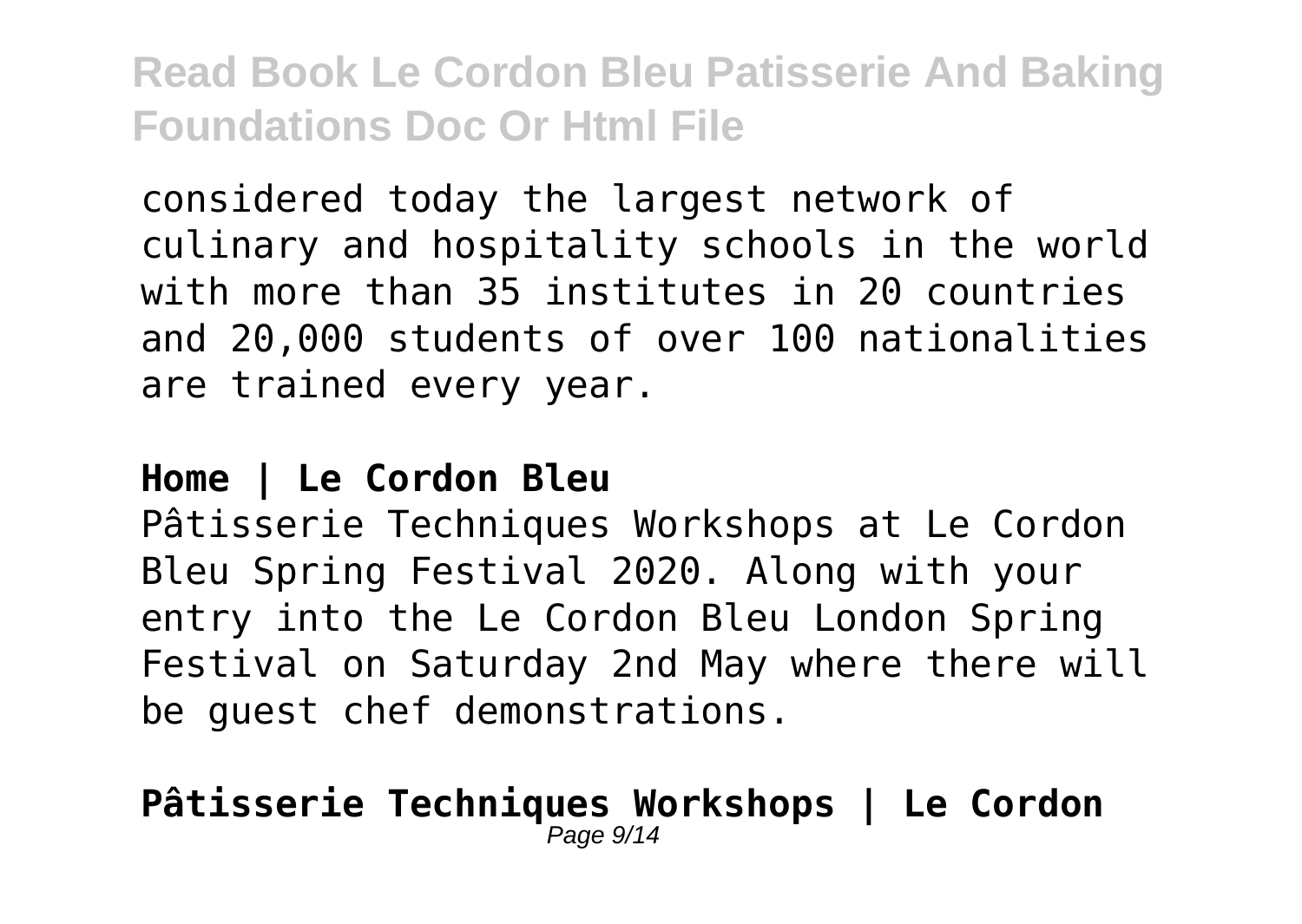considered today the largest network of culinary and hospitality schools in the world with more than 35 institutes in 20 countries and 20,000 students of over 100 nationalities are trained every year.

**Home | Le Cordon Bleu**

Pâtisserie Techniques Workshops at Le Cordon Bleu Spring Festival 2020. Along with your entry into the Le Cordon Bleu London Spring Festival on Saturday 2nd May where there will be guest chef demonstrations.

**Pâtisserie Techniques Workshops | Le Cordon**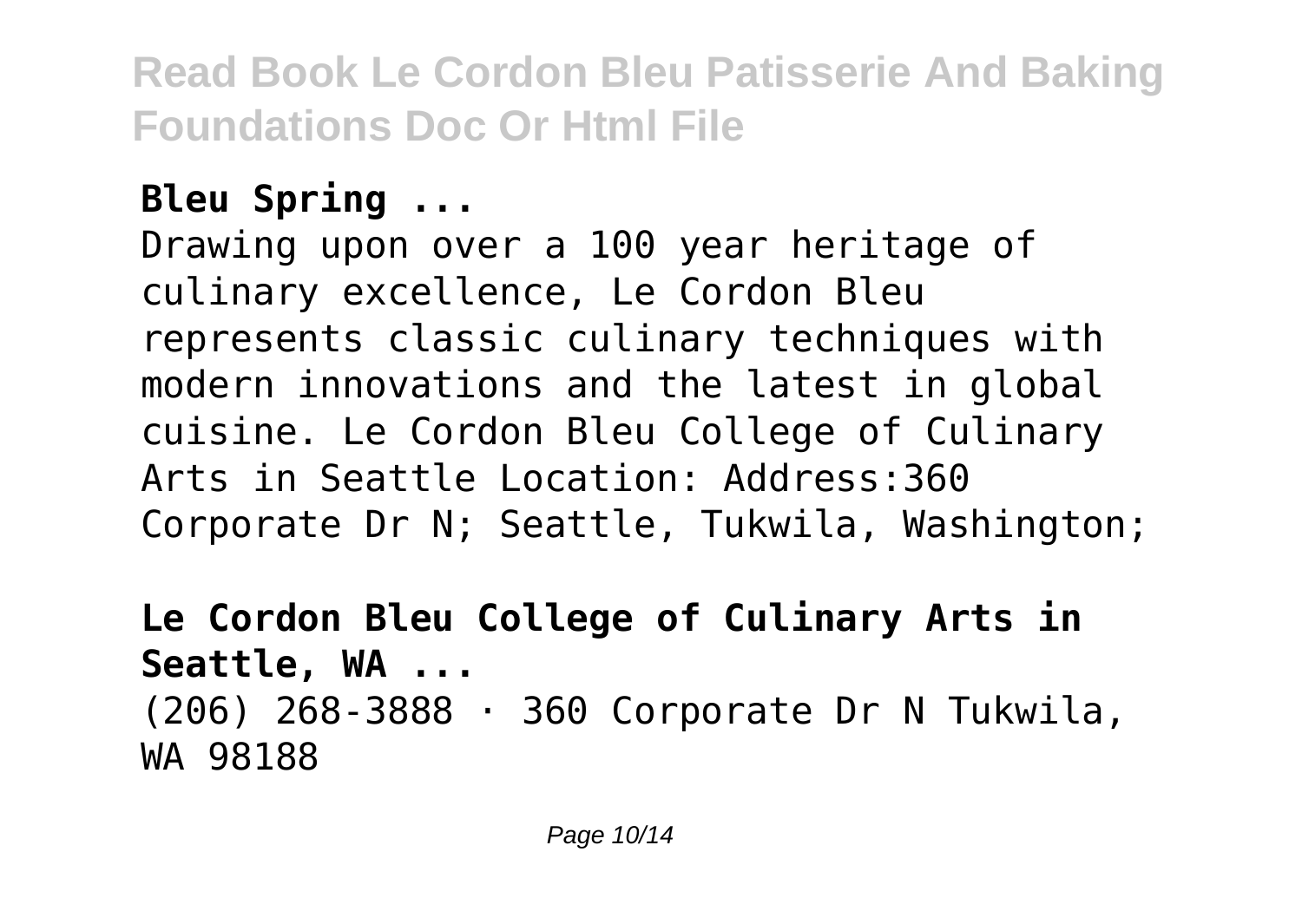**Bleu Spring ...**

Drawing upon over a 100 year heritage of culinary excellence, Le Cordon Bleu represents classic culinary techniques with modern innovations and the latest in global cuisine. Le Cordon Bleu College of Culinary Arts in Seattle Location: Address:360 Corporate Dr N; Seattle, Tukwila, Washington;

**Le Cordon Bleu College of Culinary Arts in Seattle, WA ...**

(206) 268-3888 · 360 Corporate Dr N Tukwila, WA 98188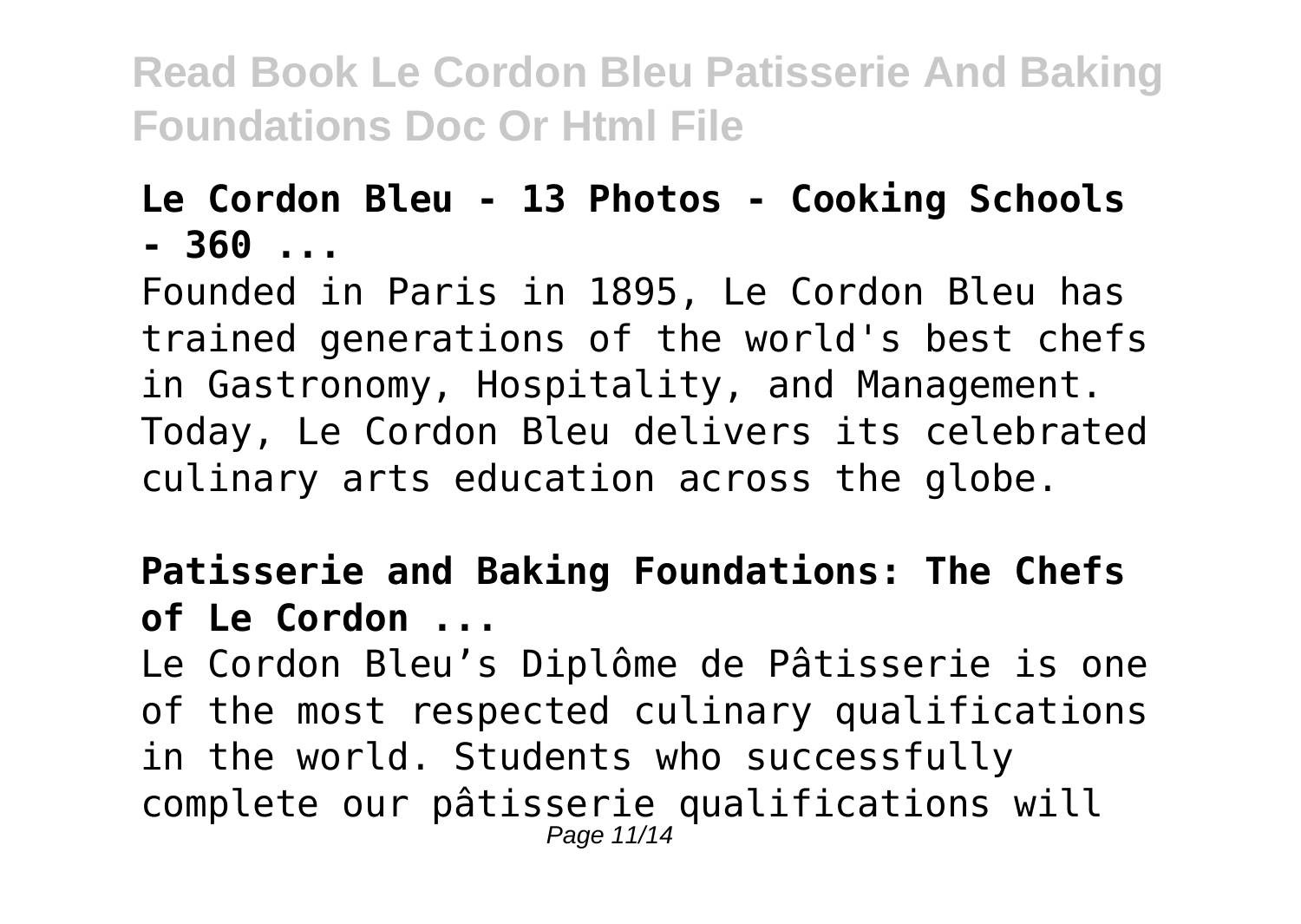**Le Cordon Bleu - 13 Photos - Cooking Schools - 360 ...**

Founded in Paris in 1895, Le Cordon Bleu has trained generations of the world's best chefs in Gastronomy, Hospitality, and Management. Today, Le Cordon Bleu delivers its celebrated culinary arts education across the globe.

**Patisserie and Baking Foundations: The Chefs of Le Cordon ...**

Le Cordon Bleu's Diplôme de Pâtisserie is one of the most respected culinary qualifications in the world. Students who successfully complete our pâtisserie qualifications will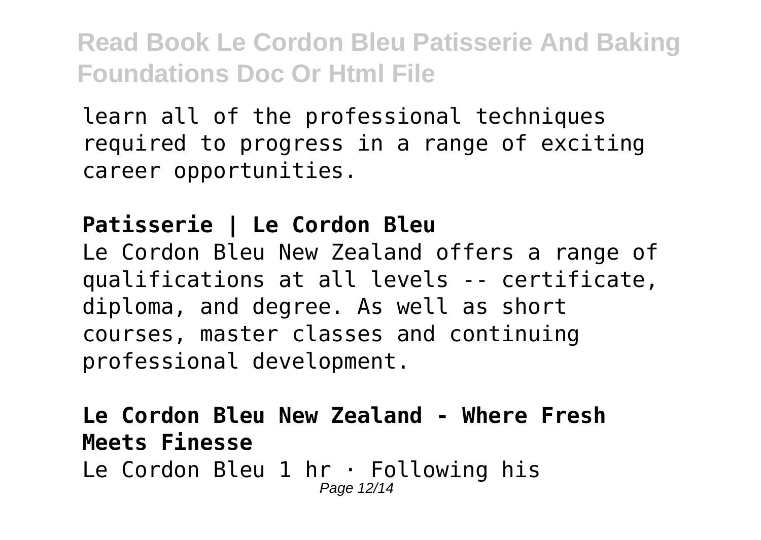learn all of the professional techniques required to progress in a range of exciting career opportunities.

**Patisserie | Le Cordon Bleu**

Le Cordon Bleu New Zealand offers a range of qualifications at all levels -- certificate, diploma, and degree. As well as short courses, master classes and continuing professional development.

**Le Cordon Bleu New Zealand - Where Fresh Meets Finesse**

Le Cordon Bleu 1 hr · Following his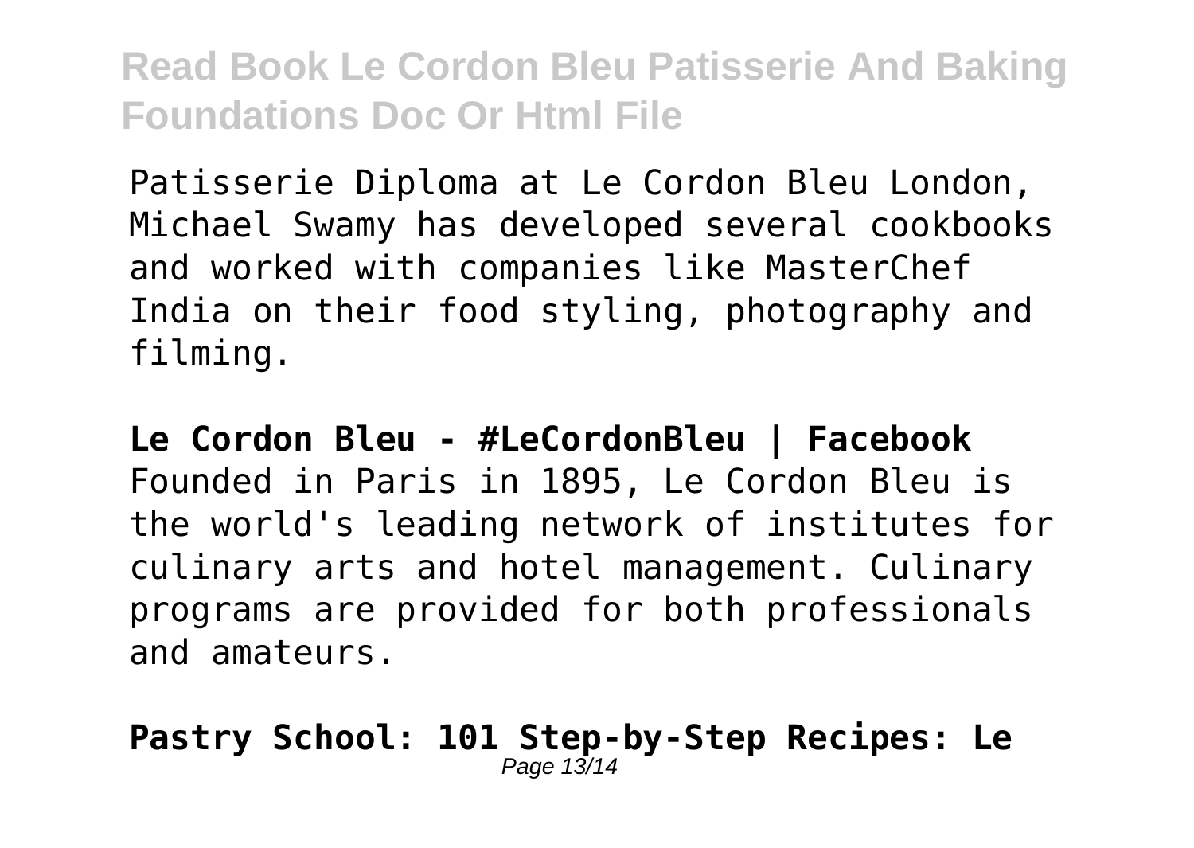Patisserie Diploma at Le Cordon Bleu London, Michael Swamy has developed several cookbooks and worked with companies like MasterChef India on their food styling, photography and filming.

**Le Cordon Bleu - #LeCordonBleu | Facebook**
Founded in Paris in 1895, Le Cordon Bleu is the world's leading network of institutes for culinary arts and hotel management. Culinary programs are provided for both professionals and amateurs.

**Pastry School: 101 Step-by-Step Recipes: Le**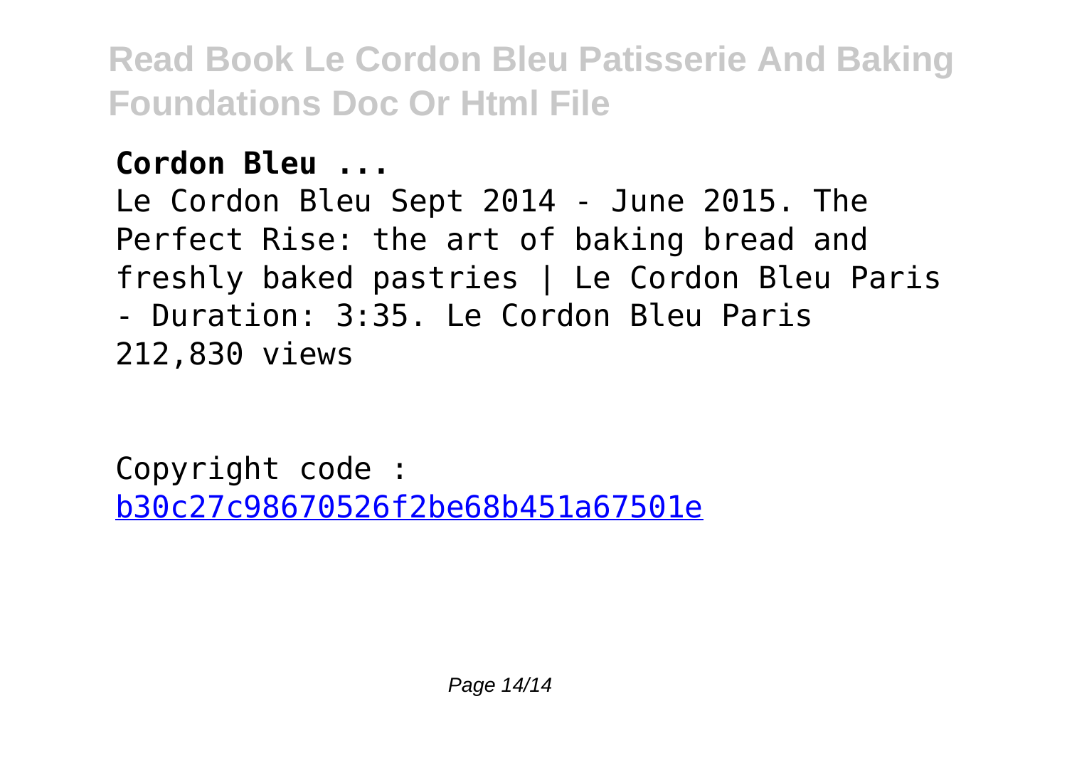**Cordon Bleu ...**

Le Cordon Bleu Sept 2014 - June 2015. The Perfect Rise: the art of baking bread and freshly baked pastries | Le Cordon Bleu Paris - Duration: 3:35. Le Cordon Bleu Paris 212,830 views

Copyright code : b30c27c98670526f2be68b451a67501e